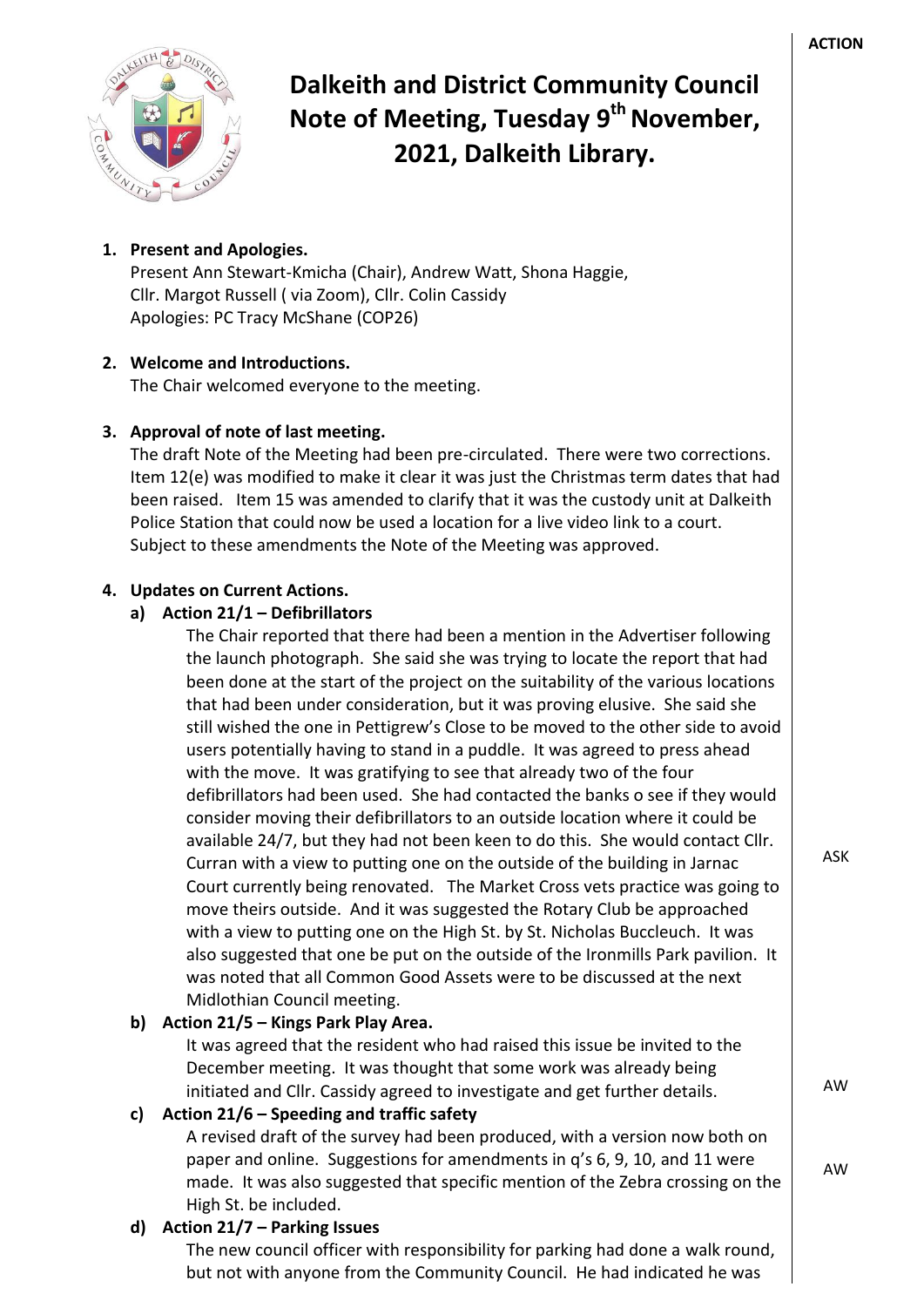**ACTION**

# Dalkeith and District Community Council Note of Meeting, Tuesday 9th November, 2021, Dalkeith Library.

1. **Present and Apologies.**
   Present Ann Stewart-Kmicha (Chair), Andrew Watt, Shona Haggie, Cllr. Margot Russell ( via Zoom), Cllr. Colin Cassidy
   Apologies: PC Tracy McShane (COP26)

2. **Welcome and Introductions.**
   The Chair welcomed everyone to the meeting.

3. **Approval of note of last meeting.**
   The draft Note of the Meeting had been pre-circulated. There were two corrections. Item 12(e) was modified to make it clear it was just the Christmas term dates that had been raised. Item 15 was amended to clarify that it was the custody unit at Dalkeith Police Station that could now be used a location for a live video link to a court. Subject to these amendments the Note of the Meeting was approved.

4. **Updates on Current Actions.**

   a) **Action 21/1 – Defibrillators**
   The Chair reported that there had been a mention in the Advertiser following the launch photograph. She said she was trying to locate the report that had been done at the start of the project on the suitability of the various locations that had been under consideration, but it was proving elusive. She said she still wished the one in Pettigrew's Close to be moved to the other side to avoid users potentially having to stand in a puddle. It was agreed to press ahead with the move. It was gratifying to see that already two of the four defibrillators had been used. She had contacted the banks o see if they would consider moving their defibrillators to an outside location where it could be available 24/7, but they had not been keen to do this. She would contact Cllr. Curran with a view to putting one on the outside of the building in Jarnac Court currently being renovated. The Market Cross vets practice was going to move theirs outside. And it was suggested the Rotary Club be approached with a view to putting one on the High St. by St. Nicholas Buccleuch. It was also suggested that one be put on the outside of the Ironmills Park pavilion. It was noted that all Common Good Assets were to be discussed at the next Midlothian Council meeting. — **ASK**

   b) **Action 21/5 – Kings Park Play Area.**
   It was agreed that the resident who had raised this issue be invited to the December meeting. It was thought that some work was already being initiated and Cllr. Cassidy agreed to investigate and get further details. — **AW**

   c) **Action 21/6 – Speeding and traffic safety**
   A revised draft of the survey had been produced, with a version now both on paper and online. Suggestions for amendments in q's 6, 9, 10, and 11 were made. It was also suggested that specific mention of the Zebra crossing on the High St. be included. — **AW**

   d) **Action 21/7 – Parking Issues**
   The new council officer with responsibility for parking had done a walk round, but not with anyone from the Community Council. He had indicated he was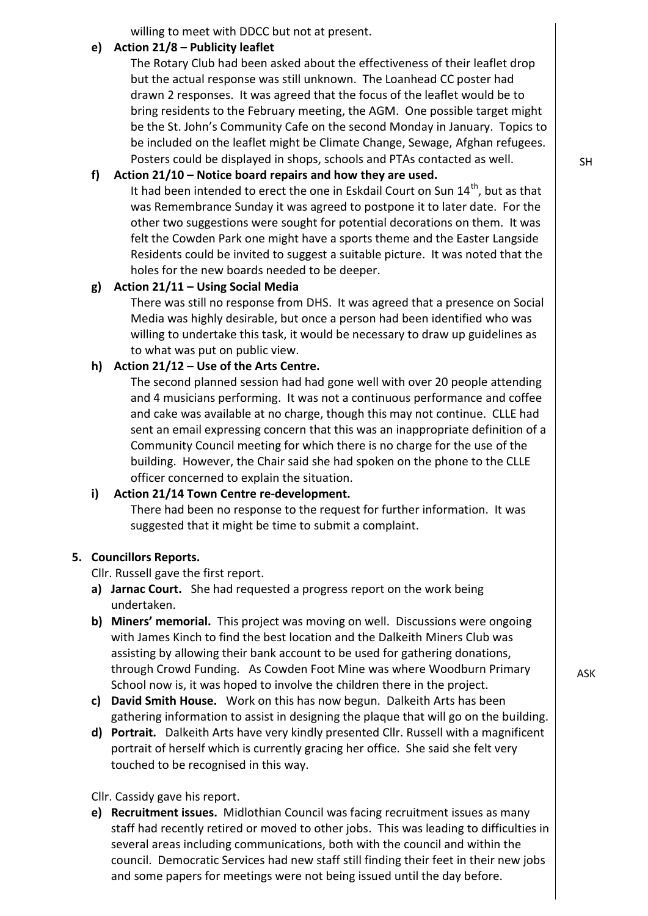willing to meet with DDCC but not at present.

**e) Action 21/8 – Publicity leaflet**

The Rotary Club had been asked about the effectiveness of their leaflet drop but the actual response was still unknown. The Loanhead CC poster had drawn 2 responses. It was agreed that the focus of the leaflet would be to bring residents to the February meeting, the AGM. One possible target might be the St. John's Community Cafe on the second Monday in January. Topics to be included on the leaflet might be Climate Change, Sewage, Afghan refugees. Posters could be displayed in shops, schools and PTAs contacted as well. SH

**f) Action 21/10 – Notice board repairs and how they are used.**

It had been intended to erect the one in Eskdail Court on Sun 14th, but as that was Remembrance Sunday it was agreed to postpone it to later date. For the other two suggestions were sought for potential decorations on them. It was felt the Cowden Park one might have a sports theme and the Easter Langside Residents could be invited to suggest a suitable picture. It was noted that the holes for the new boards needed to be deeper.

**g) Action 21/11 – Using Social Media**

There was still no response from DHS. It was agreed that a presence on Social Media was highly desirable, but once a person had been identified who was willing to undertake this task, it would be necessary to draw up guidelines as to what was put on public view.

**h) Action 21/12 – Use of the Arts Centre.**

The second planned session had had gone well with over 20 people attending and 4 musicians performing. It was not a continuous performance and coffee and cake was available at no charge, though this may not continue. CLLE had sent an email expressing concern that this was an inappropriate definition of a Community Council meeting for which there is no charge for the use of the building. However, the Chair said she had spoken on the phone to the CLLE officer concerned to explain the situation.

**i) Action 21/14 Town Centre re-development.**

There had been no response to the request for further information. It was suggested that it might be time to submit a complaint.

**5. Councillors Reports.**

Cllr. Russell gave the first report.

- **a) Jarnac Court.** She had requested a progress report on the work being undertaken.
- **b) Miners' memorial.** This project was moving on well. Discussions were ongoing with James Kinch to find the best location and the Dalkeith Miners Club was assisting by allowing their bank account to be used for gathering donations, through Crowd Funding. As Cowden Foot Mine was where Woodburn Primary School now is, it was hoped to involve the children there in the project. ASK
- **c) David Smith House.** Work on this has now begun. Dalkeith Arts has been gathering information to assist in designing the plaque that will go on the building.
- **d) Portrait.** Dalkeith Arts have very kindly presented Cllr. Russell with a magnificent portrait of herself which is currently gracing her office. She said she felt very touched to be recognised in this way.

Cllr. Cassidy gave his report.

- **e) Recruitment issues.** Midlothian Council was facing recruitment issues as many staff had recently retired or moved to other jobs. This was leading to difficulties in several areas including communications, both with the council and within the council. Democratic Services had new staff still finding their feet in their new jobs and some papers for meetings were not being issued until the day before.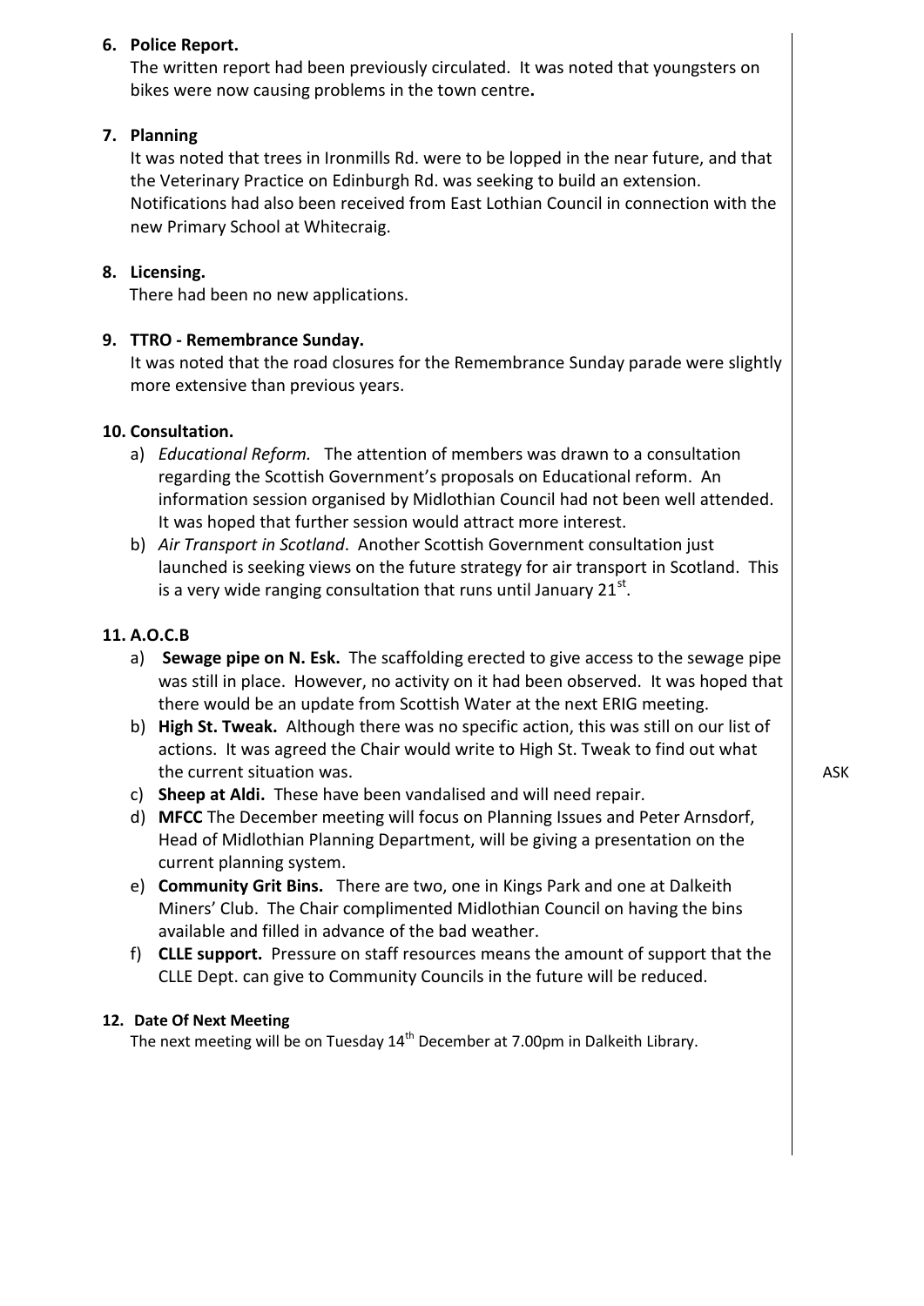## 6. Police Report.

The written report had been previously circulated. It was noted that youngsters on bikes were now causing problems in the town centre**.**

## 7. Planning

It was noted that trees in Ironmills Rd. were to be lopped in the near future, and that the Veterinary Practice on Edinburgh Rd. was seeking to build an extension. Notifications had also been received from East Lothian Council in connection with the new Primary School at Whitecraig.

## 8. Licensing.

There had been no new applications.

## 9. TTRO - Remembrance Sunday.

It was noted that the road closures for the Remembrance Sunday parade were slightly more extensive than previous years.

## 10. Consultation.

a) *Educational Reform.* The attention of members was drawn to a consultation regarding the Scottish Government's proposals on Educational reform. An information session organised by Midlothian Council had not been well attended. It was hoped that further session would attract more interest.

b) *Air Transport in Scotland*. Another Scottish Government consultation just launched is seeking views on the future strategy for air transport in Scotland. This is a very wide ranging consultation that runs until January 21st.

## 11. A.O.C.B

a) **Sewage pipe on N. Esk.** The scaffolding erected to give access to the sewage pipe was still in place. However, no activity on it had been observed. It was hoped that there would be an update from Scottish Water at the next ERIG meeting.

b) **High St. Tweak.** Although there was no specific action, this was still on our list of actions. It was agreed the Chair would write to High St. Tweak to find out what the current situation was. — ASK

c) **Sheep at Aldi.** These have been vandalised and will need repair.

d) **MFCC** The December meeting will focus on Planning Issues and Peter Arnsdorf, Head of Midlothian Planning Department, will be giving a presentation on the current planning system.

e) **Community Grit Bins.** There are two, one in Kings Park and one at Dalkeith Miners' Club. The Chair complimented Midlothian Council on having the bins available and filled in advance of the bad weather.

f) **CLLE support.** Pressure on staff resources means the amount of support that the CLLE Dept. can give to Community Councils in the future will be reduced.

## 12. Date Of Next Meeting

The next meeting will be on Tuesday 14th December at 7.00pm in Dalkeith Library.